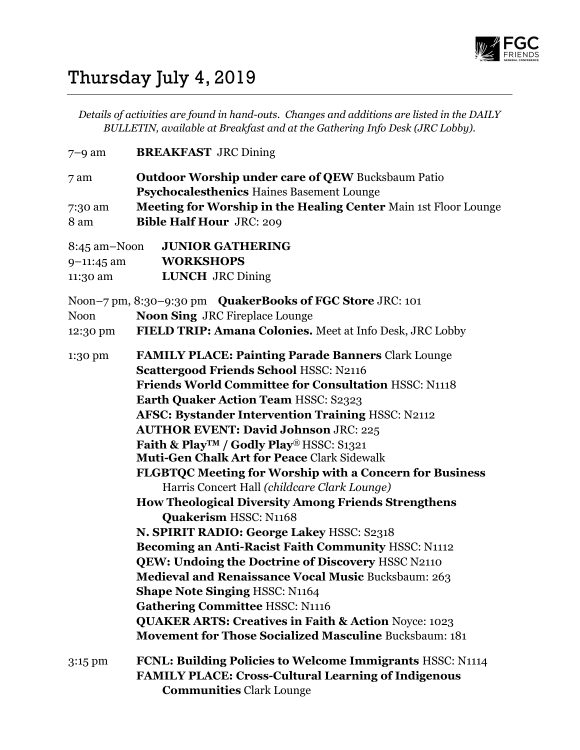# Thursday July 4, 2019

*Details of activities are found in hand-outs. Changes and additions are listed in the DAILY BULLETIN, available at Breakfast and at the Gathering Info Desk (JRC Lobby).*

7–9 am **BREAKFAST** JRC Dining

7 am **Outdoor Worship under care of QEW** Bucksbaum Patio
**Psychocalesthenics** Haines Basement Lounge

7:30 am **Meeting for Worship in the Healing Center** Main 1st Floor Lounge

8 am **Bible Half Hour** JRC: 209

8:45 am–Noon **JUNIOR GATHERING**

9–11:45 am **WORKSHOPS**

11:30 am **LUNCH** JRC Dining

Noon–7 pm, 8:30–9:30 pm **QuakerBooks of FGC Store** JRC: 101

Noon **Noon Sing** JRC Fireplace Lounge

12:30 pm **FIELD TRIP: Amana Colonies.** Meet at Info Desk, JRC Lobby

1:30 pm **FAMILY PLACE: Painting Parade Banners** Clark Lounge
**Scattergood Friends School** HSSC: N2116
**Friends World Committee for Consultation** HSSC: N1118
**Earth Quaker Action Team** HSSC: S2323
**AFSC: Bystander Intervention Training** HSSC: N2112
**AUTHOR EVENT: David Johnson** JRC: 225
**Faith & Play™ / Godly Play®** HSSC: S1321
**Muti-Gen Chalk Art for Peace** Clark Sidewalk
**FLGBTQC Meeting for Worship with a Concern for Business** Harris Concert Hall *(childcare Clark Lounge)*
**How Theological Diversity Among Friends Strengthens Quakerism** HSSC: N1168
**N. SPIRIT RADIO: George Lakey** HSSC: S2318
**Becoming an Anti-Racist Faith Community** HSSC: N1112
**QEW: Undoing the Doctrine of Discovery** HSSC N2110
**Medieval and Renaissance Vocal Music** Bucksbaum: 263
**Shape Note Singing** HSSC: N1164
**Gathering Committee** HSSC: N1116
**QUAKER ARTS: Creatives in Faith & Action** Noyce: 1023
**Movement for Those Socialized Masculine** Bucksbaum: 181

3:15 pm **FCNL: Building Policies to Welcome Immigrants** HSSC: N1114
**FAMILY PLACE: Cross-Cultural Learning of Indigenous Communities** Clark Lounge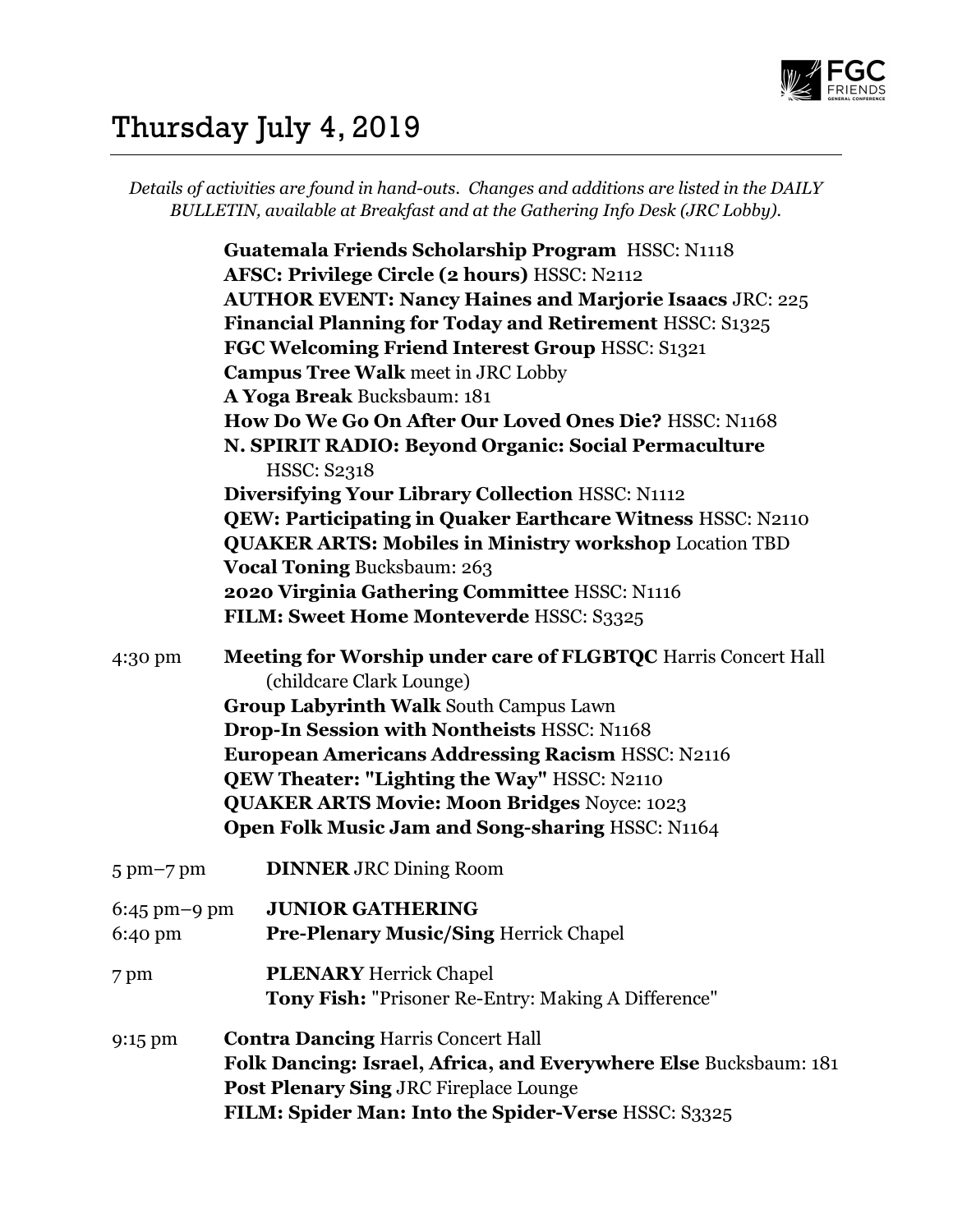# Thursday July 4, 2019

*Details of activities are found in hand-outs. Changes and additions are listed in the DAILY BULLETIN, available at Breakfast and at the Gathering Info Desk (JRC Lobby).*

**Guatemala Friends Scholarship Program** HSSC: N1118
**AFSC: Privilege Circle (2 hours)** HSSC: N2112
**AUTHOR EVENT: Nancy Haines and Marjorie Isaacs** JRC: 225
**Financial Planning for Today and Retirement** HSSC: S1325
**FGC Welcoming Friend Interest Group** HSSC: S1321
**Campus Tree Walk** meet in JRC Lobby
**A Yoga Break** Bucksbaum: 181
**How Do We Go On After Our Loved Ones Die?** HSSC: N1168
**N. SPIRIT RADIO: Beyond Organic: Social Permaculture** HSSC: S2318
**Diversifying Your Library Collection** HSSC: N1112
**QEW: Participating in Quaker Earthcare Witness** HSSC: N2110
**QUAKER ARTS: Mobiles in Ministry workshop** Location TBD
**Vocal Toning** Bucksbaum: 263
**2020 Virginia Gathering Committee** HSSC: N1116
**FILM: Sweet Home Monteverde** HSSC: S3325

4:30 pm
**Meeting for Worship under care of FLGBTQC** Harris Concert Hall (childcare Clark Lounge)
**Group Labyrinth Walk** South Campus Lawn
**Drop-In Session with Nontheists** HSSC: N1168
**European Americans Addressing Racism** HSSC: N2116
**QEW Theater: "Lighting the Way"** HSSC: N2110
**QUAKER ARTS Movie: Moon Bridges** Noyce: 1023
**Open Folk Music Jam and Song-sharing** HSSC: N1164

5 pm–7 pm **DINNER** JRC Dining Room

6:45 pm–9 pm **JUNIOR GATHERING**
6:40 pm **Pre-Plenary Music/Sing** Herrick Chapel

7 pm **PLENARY** Herrick Chapel
**Tony Fish:** "Prisoner Re-Entry: Making A Difference"

9:15 pm
**Contra Dancing** Harris Concert Hall
**Folk Dancing: Israel, Africa, and Everywhere Else** Bucksbaum: 181
**Post Plenary Sing** JRC Fireplace Lounge
**FILM: Spider Man: Into the Spider-Verse** HSSC: S3325